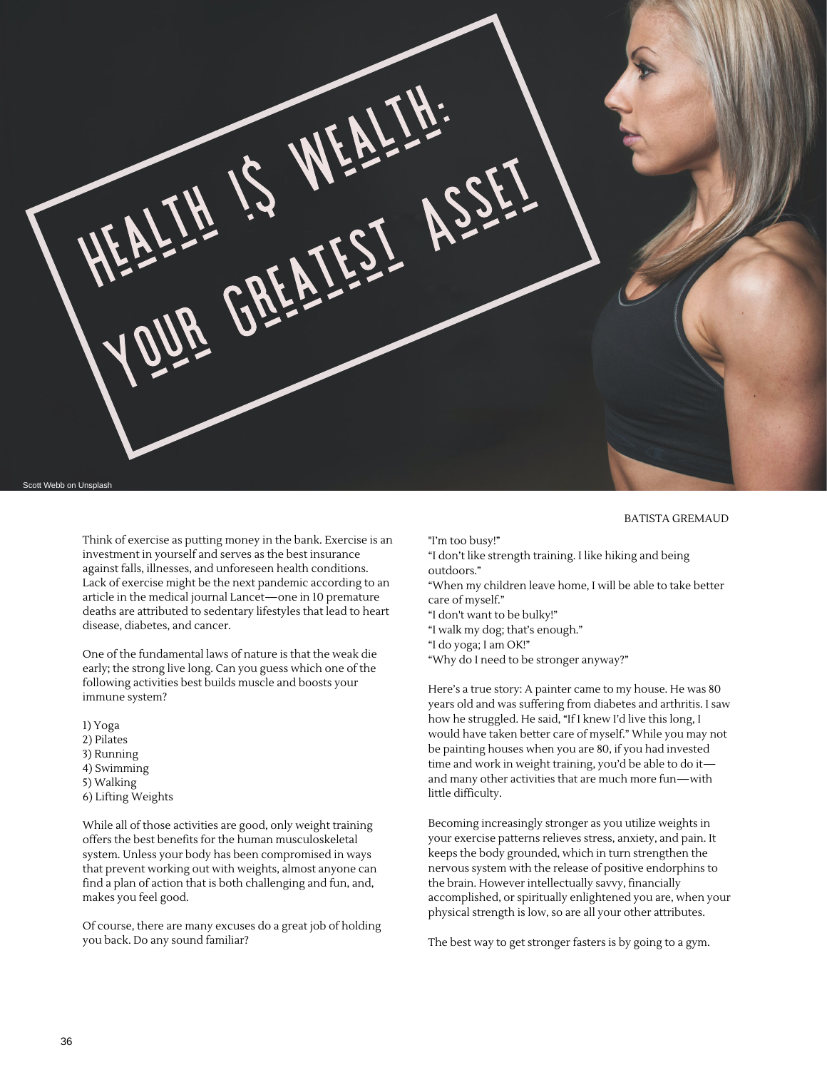# HEALTH I$ WEALTH: YOUR GREATEST ASSET

Scott Webb on Unsplash

BATISTA GREMAUD

Think of exercise as putting money in the bank. Exercise is an investment in yourself and serves as the best insurance against falls, illnesses, and unforeseen health conditions. Lack of exercise might be the next pandemic according to an article in the medical journal Lancet—one in 10 premature deaths are attributed to sedentary lifestyles that lead to heart disease, diabetes, and cancer.

One of the fundamental laws of nature is that the weak die early; the strong live long. Can you guess which one of the following activities best builds muscle and boosts your immune system?

1) Yoga
2) Pilates
3) Running
4) Swimming
5) Walking
6) Lifting Weights

While all of those activities are good, only weight training offers the best benefits for the human musculoskeletal system. Unless your body has been compromised in ways that prevent working out with weights, almost anyone can find a plan of action that is both challenging and fun, and, makes you feel good.

Of course, there are many excuses do a great job of holding you back. Do any sound familiar?

"I'm too busy!"
"I don't like strength training. I like hiking and being outdoors."
"When my children leave home, I will be able to take better care of myself."
"I don't want to be bulky!"
"I walk my dog; that's enough."
"I do yoga; I am OK!"
"Why do I need to be stronger anyway?"

Here's a true story: A painter came to my house. He was 80 years old and was suffering from diabetes and arthritis. I saw how he struggled. He said, "If I knew I'd live this long, I would have taken better care of myself." While you may not be painting houses when you are 80, if you had invested time and work in weight training, you'd be able to do it—and many other activities that are much more fun—with little difficulty.

Becoming increasingly stronger as you utilize weights in your exercise patterns relieves stress, anxiety, and pain. It keeps the body grounded, which in turn strengthen the nervous system with the release of positive endorphins to the brain. However intellectually savvy, financially accomplished, or spiritually enlightened you are, when your physical strength is low, so are all your other attributes.

The best way to get stronger fasters is by going to a gym.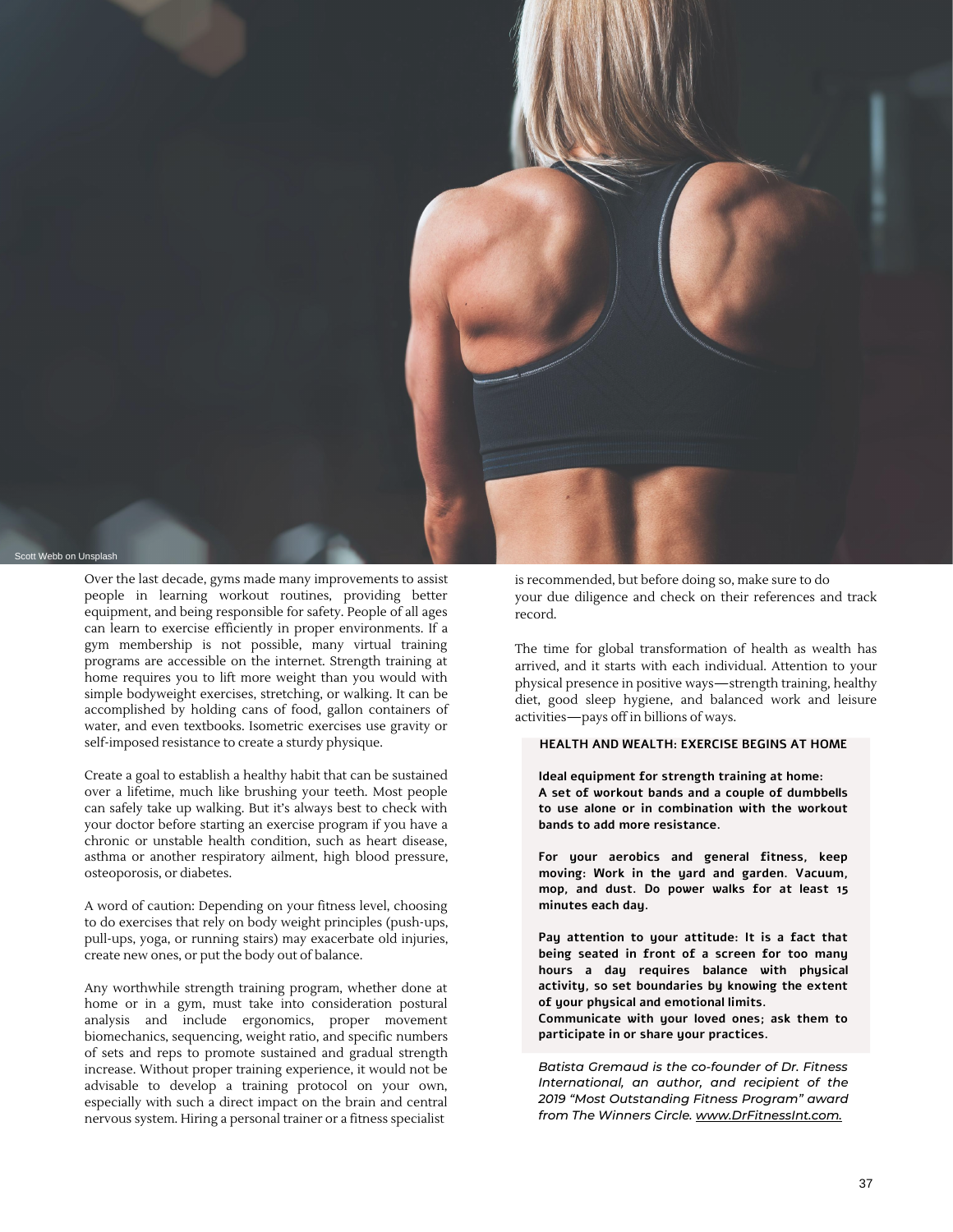Scott Webb on Unsplash

Over the last decade, gyms made many improvements to assist people in learning workout routines, providing better equipment, and being responsible for safety. People of all ages can learn to exercise efficiently in proper environments. If a gym membership is not possible, many virtual training programs are accessible on the internet. Strength training at home requires you to lift more weight than you would with simple bodyweight exercises, stretching, or walking. It can be accomplished by holding cans of food, gallon containers of water, and even textbooks. Isometric exercises use gravity or self-imposed resistance to create a sturdy physique.

Create a goal to establish a healthy habit that can be sustained over a lifetime, much like brushing your teeth. Most people can safely take up walking. But it's always best to check with your doctor before starting an exercise program if you have a chronic or unstable health condition, such as heart disease, asthma or another respiratory ailment, high blood pressure, osteoporosis, or diabetes.

A word of caution: Depending on your fitness level, choosing to do exercises that rely on body weight principles (push-ups, pull-ups, yoga, or running stairs) may exacerbate old injuries, create new ones, or put the body out of balance.

Any worthwhile strength training program, whether done at home or in a gym, must take into consideration postural analysis and include ergonomics, proper movement biomechanics, sequencing, weight ratio, and specific numbers of sets and reps to promote sustained and gradual strength increase. Without proper training experience, it would not be advisable to develop a training protocol on your own, especially with such a direct impact on the brain and central nervous system. Hiring a personal trainer or a fitness specialist is recommended, but before doing so, make sure to do your due diligence and check on their references and track record.

The time for global transformation of health as wealth has arrived, and it starts with each individual. Attention to your physical presence in positive ways—strength training, healthy diet, good sleep hygiene, and balanced work and leisure activities—pays off in billions of ways.

**HEALTH AND WEALTH: EXERCISE BEGINS AT HOME**

**Ideal equipment for strength training at home: A set of workout bands and a couple of dumbbells to use alone or in combination with the workout bands to add more resistance.**

**For your aerobics and general fitness, keep moving: Work in the yard and garden. Vacuum, mop, and dust. Do power walks for at least 15 minutes each day.**

**Pay attention to your attitude: It is a fact that being seated in front of a screen for too many hours a day requires balance with physical activity, so set boundaries by knowing the extent of your physical and emotional limits.**
**Communicate with your loved ones; ask them to participate in or share your practices.**

*Batista Gremaud is the co-founder of Dr. Fitness International, an author, and recipient of the 2019 "Most Outstanding Fitness Program" award from The Winners Circle. www.DrFitnessInt.com.*